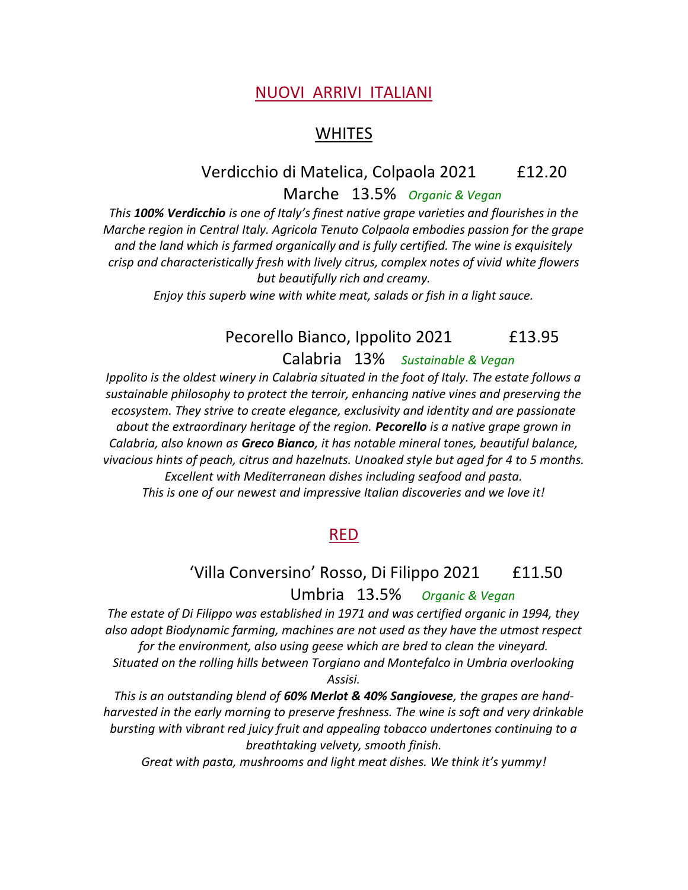# NUOVI ARRIVI ITALIANI

## WHITES

### Verdicchio di Matelica, Colpaola 2021 £12.20

Marche 13.5% *Organic & Vegan*

*This **100% Verdicchio** is one of Italy's finest native grape varieties and flourishes in the Marche region in Central Italy. Agricola Tenuto Colpaola embodies passion for the grape and the land which is farmed organically and is fully certified. The wine is exquisitely crisp and characteristically fresh with lively citrus, complex notes of vivid white flowers but beautifully rich and creamy.*

*Enjoy this superb wine with white meat, salads or fish in a light sauce.*

### Pecorello Bianco, Ippolito 2021 £13.95

Calabria 13% *Sustainable & Vegan*

*Ippolito is the oldest winery in Calabria situated in the foot of Italy. The estate follows a sustainable philosophy to protect the terroir, enhancing native vines and preserving the ecosystem. They strive to create elegance, exclusivity and identity and are passionate about the extraordinary heritage of the region. **Pecorello** is a native grape grown in Calabria, also known as **Greco Bianco**, it has notable mineral tones, beautiful balance, vivacious hints of peach, citrus and hazelnuts. Unoaked style but aged for 4 to 5 months.*

*Excellent with Mediterranean dishes including seafood and pasta.*

*This is one of our newest and impressive Italian discoveries and we love it!*

## RED

### 'Villa Conversino' Rosso, Di Filippo 2021 £11.50

Umbria 13.5% *Organic & Vegan*

*The estate of Di Filippo was established in 1971 and was certified organic in 1994, they also adopt Biodynamic farming, machines are not used as they have the utmost respect for the environment, also using geese which are bred to clean the vineyard.*

*Situated on the rolling hills between Torgiano and Montefalco in Umbria overlooking Assisi.*

*This is an outstanding blend of **60% Merlot & 40% Sangiovese**, the grapes are hand-harvested in the early morning to preserve freshness. The wine is soft and very drinkable bursting with vibrant red juicy fruit and appealing tobacco undertones continuing to a breathtaking velvety, smooth finish.*

*Great with pasta, mushrooms and light meat dishes. We think it's yummy!*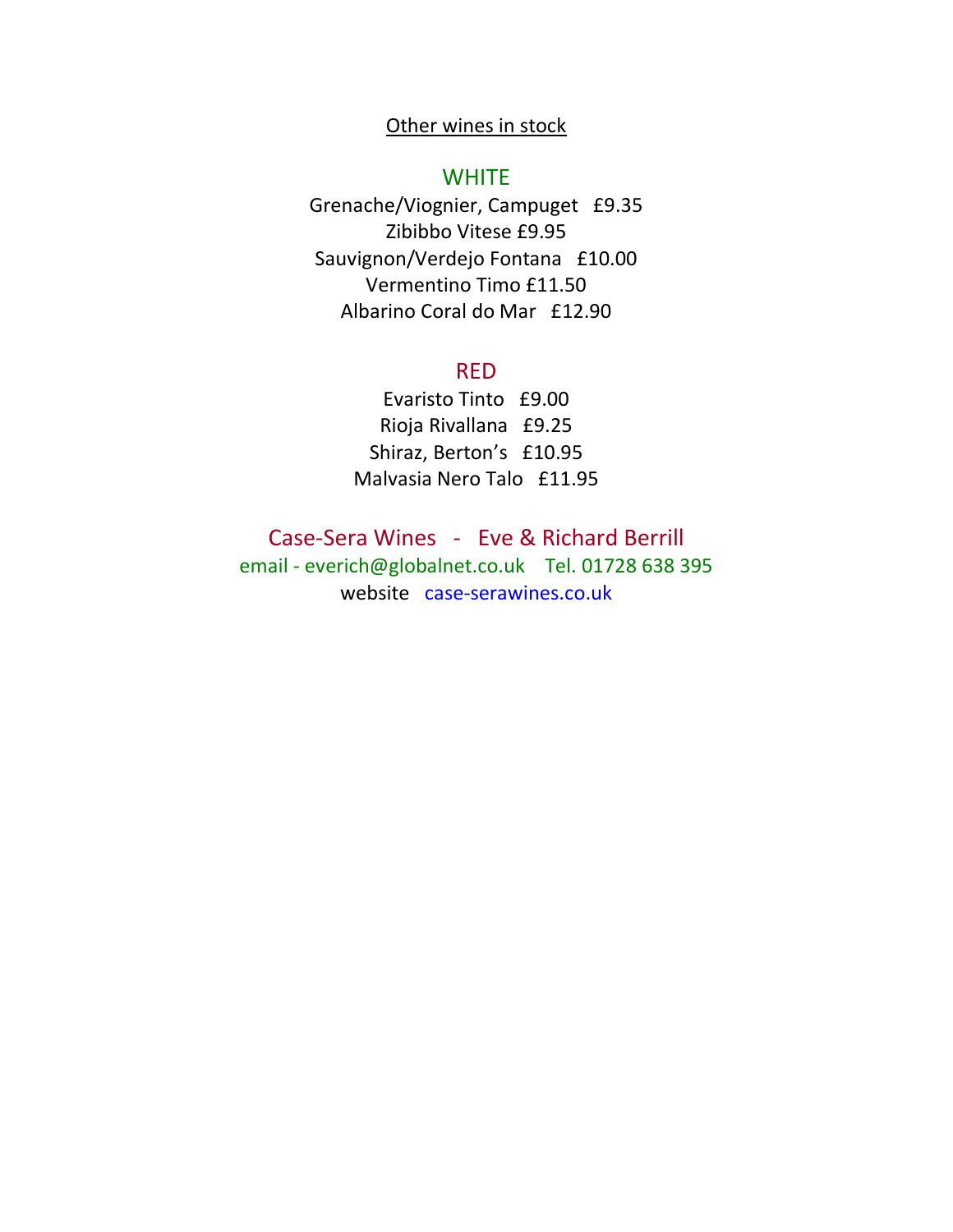Other wines in stock

## WHITE

Grenache/Viognier, Campuget £9.35
Zibibbo Vitese £9.95
Sauvignon/Verdejo Fontana £10.00
Vermentino Timo £11.50
Albarino Coral do Mar £12.90

## RED

Evaristo Tinto £9.00
Rioja Rivallana £9.25
Shiraz, Berton's £10.95
Malvasia Nero Talo £11.95

Case-Sera Wines - Eve & Richard Berrill
email - everich@globalnet.co.uk Tel. 01728 638 395
website case-serawines.co.uk